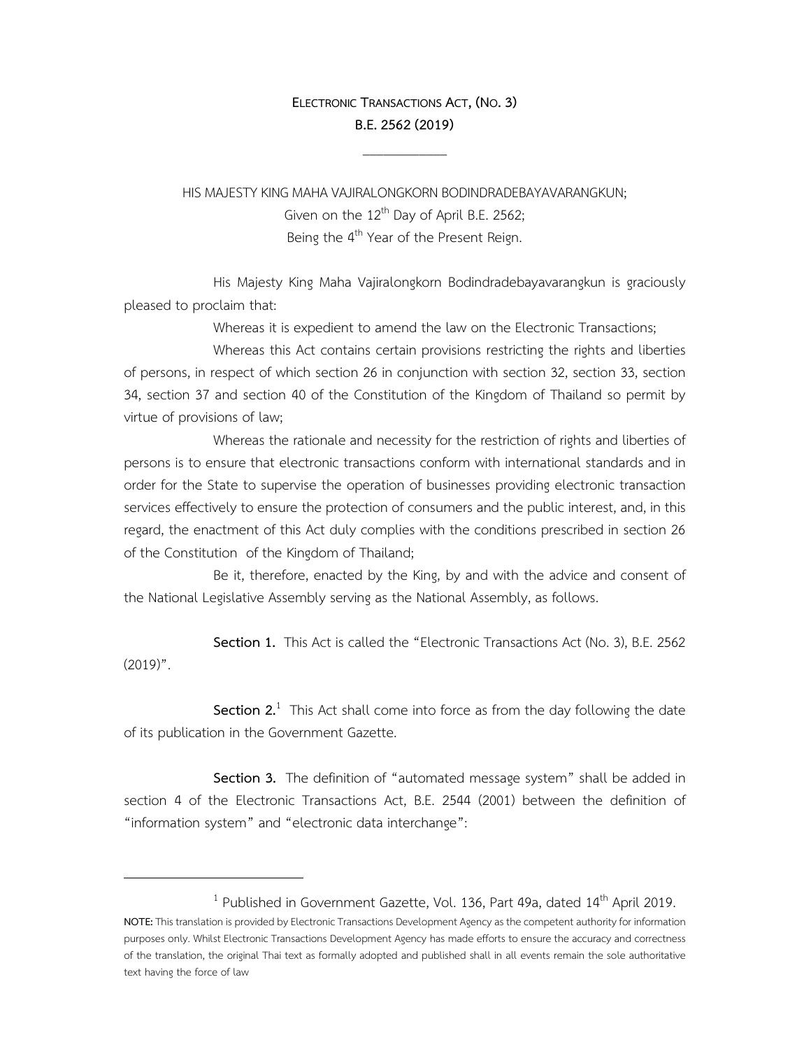# ELECTRONIC TRANSACTIONS ACT, (NO. 3) B.E. 2562 (2019)

HIS MAJESTY KING MAHA VAJIRALONGKORN BODINDRADEBAYAVARANGKUN;
Given on the 12th Day of April B.E. 2562;
Being the 4th Year of the Present Reign.

His Majesty King Maha Vajiralongkorn Bodindradebayavarangkun is graciously pleased to proclaim that:

Whereas it is expedient to amend the law on the Electronic Transactions;

Whereas this Act contains certain provisions restricting the rights and liberties of persons, in respect of which section 26 in conjunction with section 32, section 33, section 34, section 37 and section 40 of the Constitution of the Kingdom of Thailand so permit by virtue of provisions of law;

Whereas the rationale and necessity for the restriction of rights and liberties of persons is to ensure that electronic transactions conform with international standards and in order for the State to supervise the operation of businesses providing electronic transaction services effectively to ensure the protection of consumers and the public interest, and, in this regard, the enactment of this Act duly complies with the conditions prescribed in section 26 of the Constitution of the Kingdom of Thailand;

Be it, therefore, enacted by the King, by and with the advice and consent of the National Legislative Assembly serving as the National Assembly, as follows.

**Section 1.** This Act is called the “Electronic Transactions Act (No. 3), B.E. 2562 (2019)”.

**Section 2.**[1] This Act shall come into force as from the day following the date of its publication in the Government Gazette.

**Section 3.** The definition of “automated message system” shall be added in section 4 of the Electronic Transactions Act, B.E. 2544 (2001) between the definition of “information system” and “electronic data interchange”:

---

[1] Published in Government Gazette, Vol. 136, Part 49a, dated 14th April 2019.

**NOTE:** This translation is provided by Electronic Transactions Development Agency as the competent authority for information purposes only. Whilst Electronic Transactions Development Agency has made efforts to ensure the accuracy and correctness of the translation, the original Thai text as formally adopted and published shall in all events remain the sole authoritative text having the force of law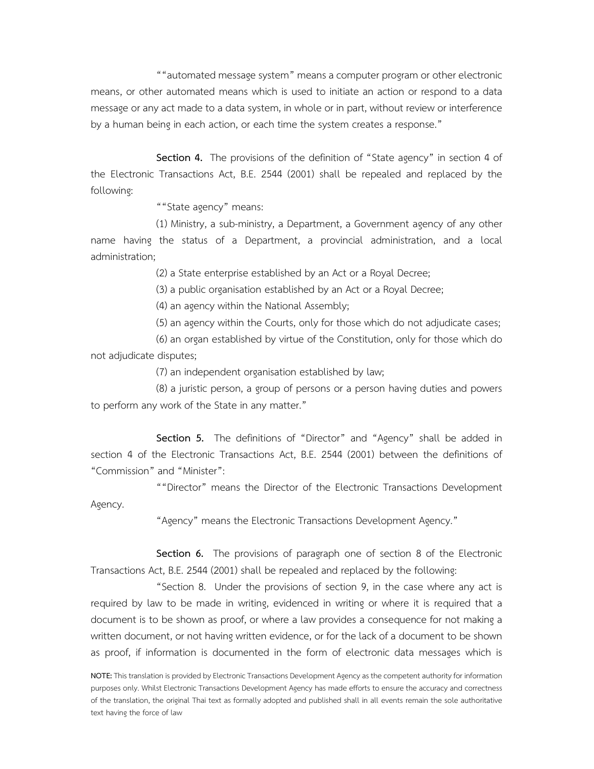““automated message system” means a computer program or other electronic means, or other automated means which is used to initiate an action or respond to a data message or any act made to a data system, in whole or in part, without review or interference by a human being in each action, or each time the system creates a response.”

**Section 4.** The provisions of the definition of “State agency” in section 4 of the Electronic Transactions Act, B.E. 2544 (2001) shall be repealed and replaced by the following:

““State agency” means:

(1) Ministry, a sub-ministry, a Department, a Government agency of any other name having the status of a Department, a provincial administration, and a local administration;

(2) a State enterprise established by an Act or a Royal Decree;

(3) a public organisation established by an Act or a Royal Decree;

(4) an agency within the National Assembly;

(5) an agency within the Courts, only for those which do not adjudicate cases;

(6) an organ established by virtue of the Constitution, only for those which do not adjudicate disputes;

(7) an independent organisation established by law;

(8) a juristic person, a group of persons or a person having duties and powers to perform any work of the State in any matter.”

**Section 5.** The definitions of “Director” and “Agency” shall be added in section 4 of the Electronic Transactions Act, B.E. 2544 (2001) between the definitions of “Commission” and “Minister”:

““Director” means the Director of the Electronic Transactions Development Agency.

“Agency” means the Electronic Transactions Development Agency.”

**Section 6.** The provisions of paragraph one of section 8 of the Electronic Transactions Act, B.E. 2544 (2001) shall be repealed and replaced by the following:

“Section 8. Under the provisions of section 9, in the case where any act is required by law to be made in writing, evidenced in writing or where it is required that a document is to be shown as proof, or where a law provides a consequence for not making a written document, or not having written evidence, or for the lack of a document to be shown as proof, if information is documented in the form of electronic data messages which is

**NOTE:** This translation is provided by Electronic Transactions Development Agency as the competent authority for information purposes only. Whilst Electronic Transactions Development Agency has made efforts to ensure the accuracy and correctness of the translation, the original Thai text as formally adopted and published shall in all events remain the sole authoritative text having the force of law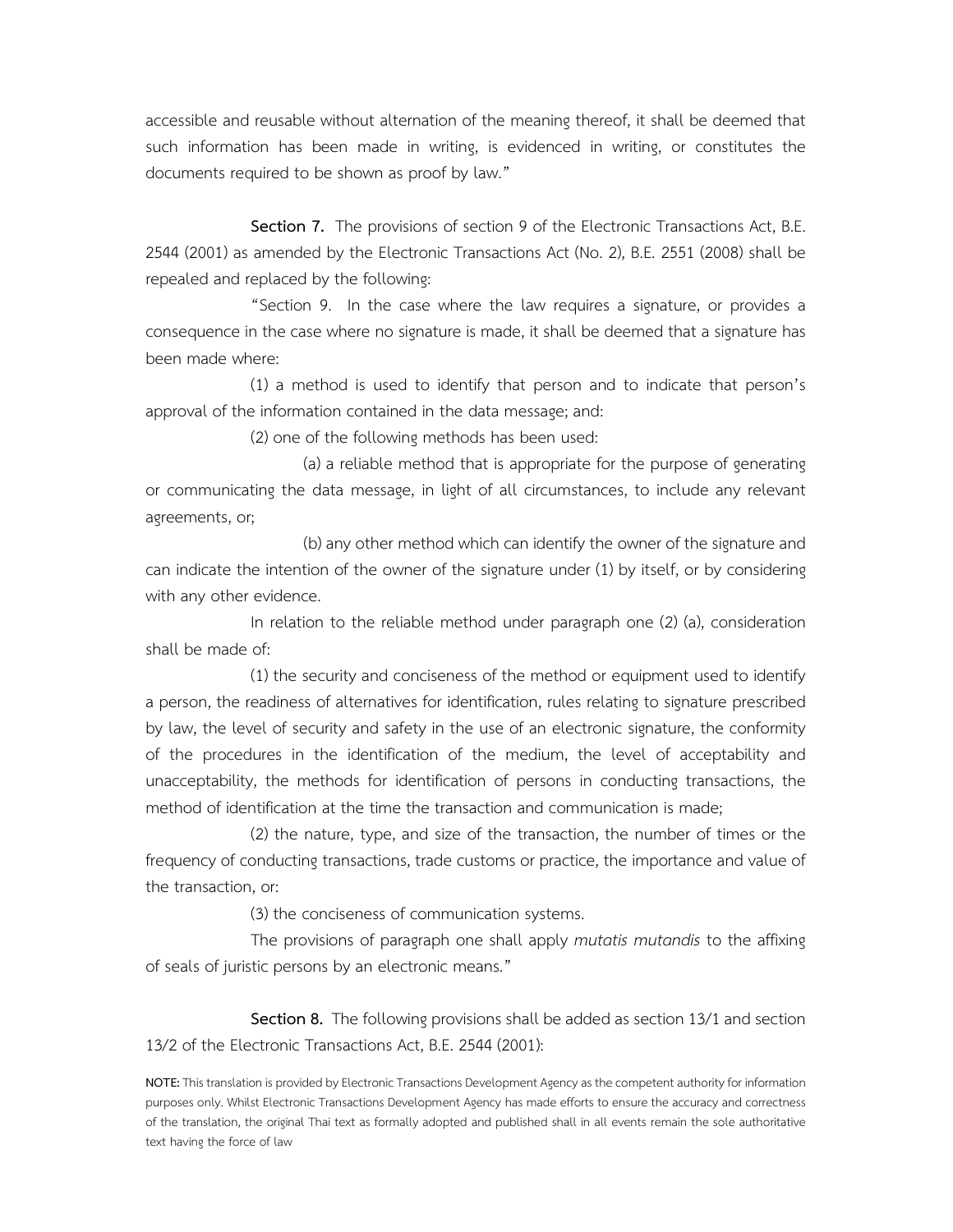accessible and reusable without alternation of the meaning thereof, it shall be deemed that such information has been made in writing, is evidenced in writing, or constitutes the documents required to be shown as proof by law."

**Section 7.** The provisions of section 9 of the Electronic Transactions Act, B.E. 2544 (2001) as amended by the Electronic Transactions Act (No. 2), B.E. 2551 (2008) shall be repealed and replaced by the following:

"Section 9. In the case where the law requires a signature, or provides a consequence in the case where no signature is made, it shall be deemed that a signature has been made where:

(1) a method is used to identify that person and to indicate that person's approval of the information contained in the data message; and:

(2) one of the following methods has been used:

(a) a reliable method that is appropriate for the purpose of generating or communicating the data message, in light of all circumstances, to include any relevant agreements, or;

(b) any other method which can identify the owner of the signature and can indicate the intention of the owner of the signature under (1) by itself, or by considering with any other evidence.

In relation to the reliable method under paragraph one (2) (a), consideration shall be made of:

(1) the security and conciseness of the method or equipment used to identify a person, the readiness of alternatives for identification, rules relating to signature prescribed by law, the level of security and safety in the use of an electronic signature, the conformity of the procedures in the identification of the medium, the level of acceptability and unacceptability, the methods for identification of persons in conducting transactions, the method of identification at the time the transaction and communication is made;

(2) the nature, type, and size of the transaction, the number of times or the frequency of conducting transactions, trade customs or practice, the importance and value of the transaction, or:

(3) the conciseness of communication systems.

The provisions of paragraph one shall apply *mutatis mutandis* to the affixing of seals of juristic persons by an electronic means."

**Section 8.** The following provisions shall be added as section 13/1 and section 13/2 of the Electronic Transactions Act, B.E. 2544 (2001):

**NOTE:** This translation is provided by Electronic Transactions Development Agency as the competent authority for information purposes only. Whilst Electronic Transactions Development Agency has made efforts to ensure the accuracy and correctness of the translation, the original Thai text as formally adopted and published shall in all events remain the sole authoritative text having the force of law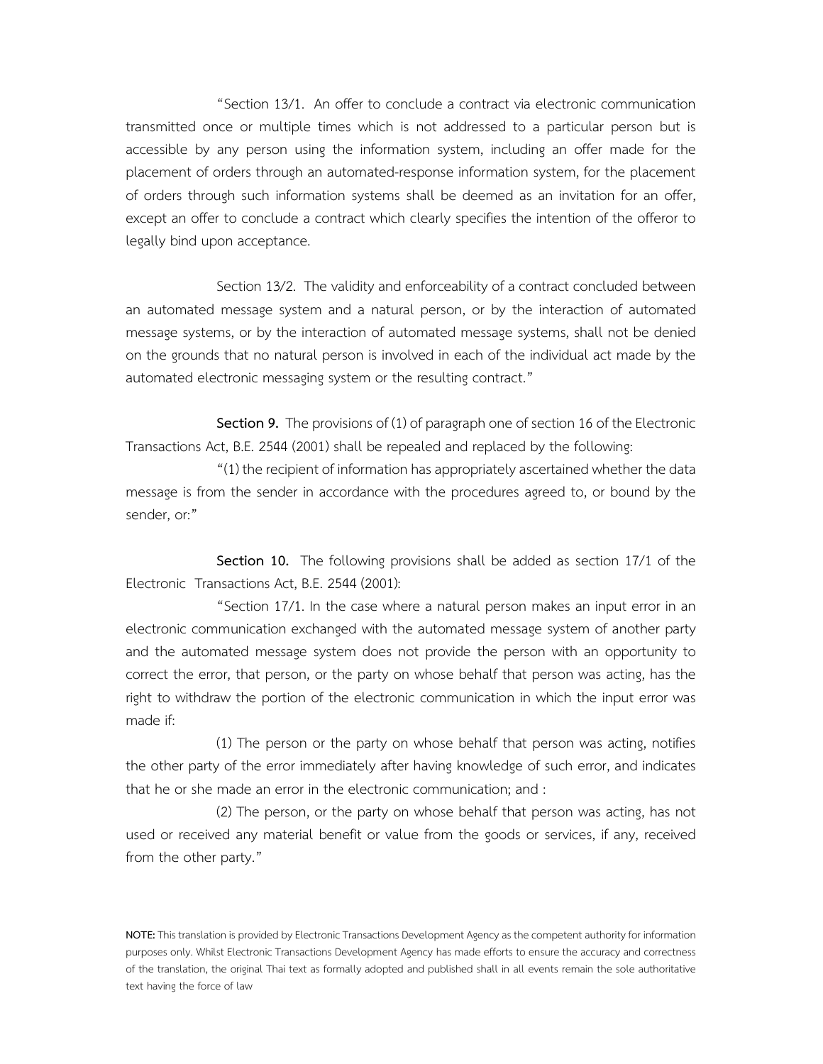"Section 13/1. An offer to conclude a contract via electronic communication transmitted once or multiple times which is not addressed to a particular person but is accessible by any person using the information system, including an offer made for the placement of orders through an automated-response information system, for the placement of orders through such information systems shall be deemed as an invitation for an offer, except an offer to conclude a contract which clearly specifies the intention of the offeror to legally bind upon acceptance.

Section 13/2. The validity and enforceability of a contract concluded between an automated message system and a natural person, or by the interaction of automated message systems, or by the interaction of automated message systems, shall not be denied on the grounds that no natural person is involved in each of the individual act made by the automated electronic messaging system or the resulting contract."

**Section 9.** The provisions of (1) of paragraph one of section 16 of the Electronic Transactions Act, B.E. 2544 (2001) shall be repealed and replaced by the following:

"(1) the recipient of information has appropriately ascertained whether the data message is from the sender in accordance with the procedures agreed to, or bound by the sender, or:"

**Section 10.** The following provisions shall be added as section 17/1 of the Electronic Transactions Act, B.E. 2544 (2001):

"Section 17/1. In the case where a natural person makes an input error in an electronic communication exchanged with the automated message system of another party and the automated message system does not provide the person with an opportunity to correct the error, that person, or the party on whose behalf that person was acting, has the right to withdraw the portion of the electronic communication in which the input error was made if:

(1) The person or the party on whose behalf that person was acting, notifies the other party of the error immediately after having knowledge of such error, and indicates that he or she made an error in the electronic communication; and :

(2) The person, or the party on whose behalf that person was acting, has not used or received any material benefit or value from the goods or services, if any, received from the other party."

**NOTE:** This translation is provided by Electronic Transactions Development Agency as the competent authority for information purposes only. Whilst Electronic Transactions Development Agency has made efforts to ensure the accuracy and correctness of the translation, the original Thai text as formally adopted and published shall in all events remain the sole authoritative text having the force of law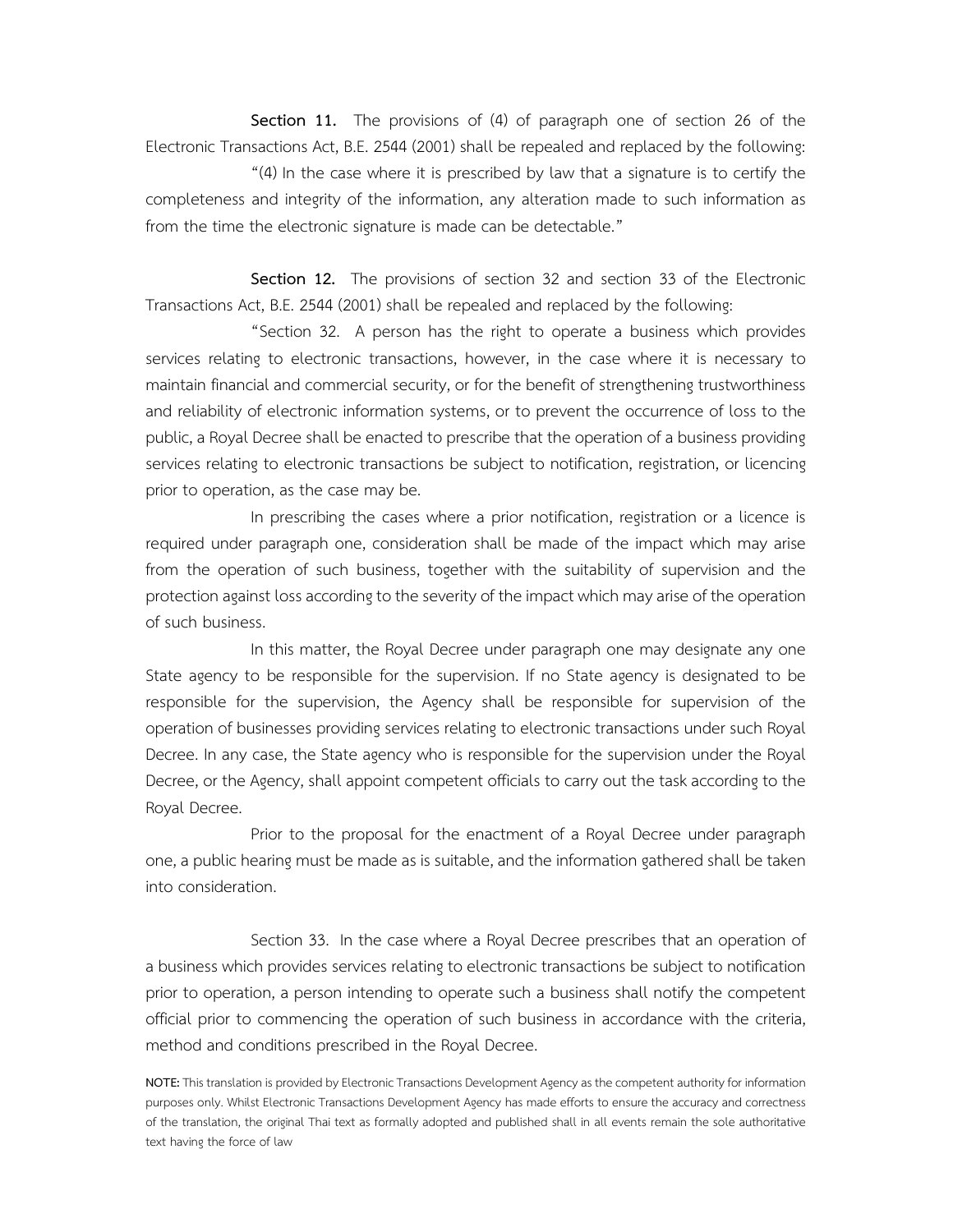**Section 11.** The provisions of (4) of paragraph one of section 26 of the Electronic Transactions Act, B.E. 2544 (2001) shall be repealed and replaced by the following:

"(4) In the case where it is prescribed by law that a signature is to certify the completeness and integrity of the information, any alteration made to such information as from the time the electronic signature is made can be detectable."

**Section 12.** The provisions of section 32 and section 33 of the Electronic Transactions Act, B.E. 2544 (2001) shall be repealed and replaced by the following:

"Section 32. A person has the right to operate a business which provides services relating to electronic transactions, however, in the case where it is necessary to maintain financial and commercial security, or for the benefit of strengthening trustworthiness and reliability of electronic information systems, or to prevent the occurrence of loss to the public, a Royal Decree shall be enacted to prescribe that the operation of a business providing services relating to electronic transactions be subject to notification, registration, or licencing prior to operation, as the case may be.

In prescribing the cases where a prior notification, registration or a licence is required under paragraph one, consideration shall be made of the impact which may arise from the operation of such business, together with the suitability of supervision and the protection against loss according to the severity of the impact which may arise of the operation of such business.

In this matter, the Royal Decree under paragraph one may designate any one State agency to be responsible for the supervision. If no State agency is designated to be responsible for the supervision, the Agency shall be responsible for supervision of the operation of businesses providing services relating to electronic transactions under such Royal Decree. In any case, the State agency who is responsible for the supervision under the Royal Decree, or the Agency, shall appoint competent officials to carry out the task according to the Royal Decree.

Prior to the proposal for the enactment of a Royal Decree under paragraph one, a public hearing must be made as is suitable, and the information gathered shall be taken into consideration.

Section 33. In the case where a Royal Decree prescribes that an operation of a business which provides services relating to electronic transactions be subject to notification prior to operation, a person intending to operate such a business shall notify the competent official prior to commencing the operation of such business in accordance with the criteria, method and conditions prescribed in the Royal Decree.

**NOTE:** This translation is provided by Electronic Transactions Development Agency as the competent authority for information purposes only. Whilst Electronic Transactions Development Agency has made efforts to ensure the accuracy and correctness of the translation, the original Thai text as formally adopted and published shall in all events remain the sole authoritative text having the force of law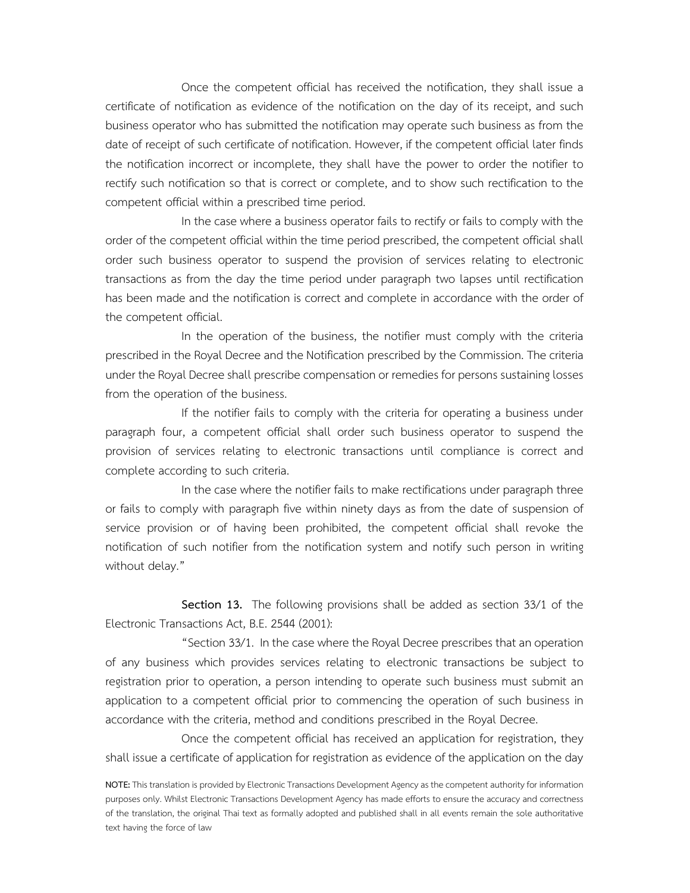Once the competent official has received the notification, they shall issue a certificate of notification as evidence of the notification on the day of its receipt, and such business operator who has submitted the notification may operate such business as from the date of receipt of such certificate of notification. However, if the competent official later finds the notification incorrect or incomplete, they shall have the power to order the notifier to rectify such notification so that is correct or complete, and to show such rectification to the competent official within a prescribed time period.

In the case where a business operator fails to rectify or fails to comply with the order of the competent official within the time period prescribed, the competent official shall order such business operator to suspend the provision of services relating to electronic transactions as from the day the time period under paragraph two lapses until rectification has been made and the notification is correct and complete in accordance with the order of the competent official.

In the operation of the business, the notifier must comply with the criteria prescribed in the Royal Decree and the Notification prescribed by the Commission. The criteria under the Royal Decree shall prescribe compensation or remedies for persons sustaining losses from the operation of the business.

If the notifier fails to comply with the criteria for operating a business under paragraph four, a competent official shall order such business operator to suspend the provision of services relating to electronic transactions until compliance is correct and complete according to such criteria.

In the case where the notifier fails to make rectifications under paragraph three or fails to comply with paragraph five within ninety days as from the date of suspension of service provision or of having been prohibited, the competent official shall revoke the notification of such notifier from the notification system and notify such person in writing without delay."

**Section 13.** The following provisions shall be added as section 33/1 of the Electronic Transactions Act, B.E. 2544 (2001):

"Section 33/1. In the case where the Royal Decree prescribes that an operation of any business which provides services relating to electronic transactions be subject to registration prior to operation, a person intending to operate such business must submit an application to a competent official prior to commencing the operation of such business in accordance with the criteria, method and conditions prescribed in the Royal Decree.

Once the competent official has received an application for registration, they shall issue a certificate of application for registration as evidence of the application on the day

**NOTE:** This translation is provided by Electronic Transactions Development Agency as the competent authority for information purposes only. Whilst Electronic Transactions Development Agency has made efforts to ensure the accuracy and correctness of the translation, the original Thai text as formally adopted and published shall in all events remain the sole authoritative text having the force of law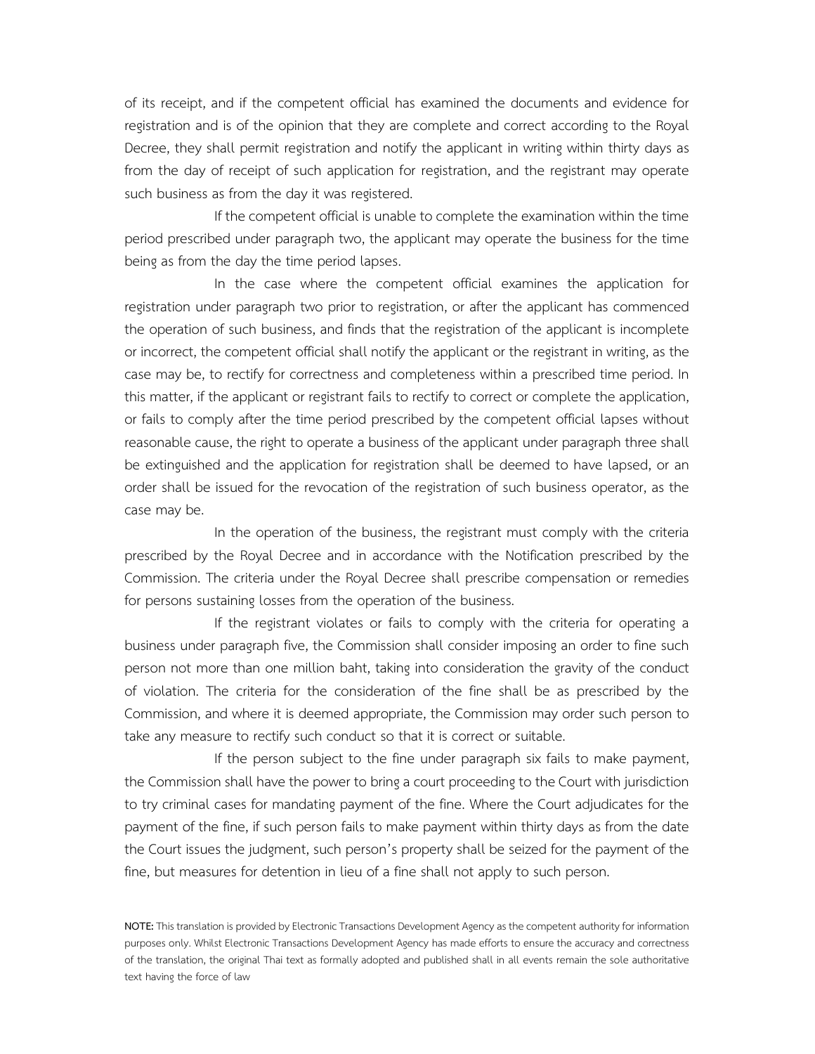of its receipt, and if the competent official has examined the documents and evidence for registration and is of the opinion that they are complete and correct according to the Royal Decree, they shall permit registration and notify the applicant in writing within thirty days as from the day of receipt of such application for registration, and the registrant may operate such business as from the day it was registered.

If the competent official is unable to complete the examination within the time period prescribed under paragraph two, the applicant may operate the business for the time being as from the day the time period lapses.

In the case where the competent official examines the application for registration under paragraph two prior to registration, or after the applicant has commenced the operation of such business, and finds that the registration of the applicant is incomplete or incorrect, the competent official shall notify the applicant or the registrant in writing, as the case may be, to rectify for correctness and completeness within a prescribed time period. In this matter, if the applicant or registrant fails to rectify to correct or complete the application, or fails to comply after the time period prescribed by the competent official lapses without reasonable cause, the right to operate a business of the applicant under paragraph three shall be extinguished and the application for registration shall be deemed to have lapsed, or an order shall be issued for the revocation of the registration of such business operator, as the case may be.

In the operation of the business, the registrant must comply with the criteria prescribed by the Royal Decree and in accordance with the Notification prescribed by the Commission. The criteria under the Royal Decree shall prescribe compensation or remedies for persons sustaining losses from the operation of the business.

If the registrant violates or fails to comply with the criteria for operating a business under paragraph five, the Commission shall consider imposing an order to fine such person not more than one million baht, taking into consideration the gravity of the conduct of violation. The criteria for the consideration of the fine shall be as prescribed by the Commission, and where it is deemed appropriate, the Commission may order such person to take any measure to rectify such conduct so that it is correct or suitable.

If the person subject to the fine under paragraph six fails to make payment, the Commission shall have the power to bring a court proceeding to the Court with jurisdiction to try criminal cases for mandating payment of the fine. Where the Court adjudicates for the payment of the fine, if such person fails to make payment within thirty days as from the date the Court issues the judgment, such person's property shall be seized for the payment of the fine, but measures for detention in lieu of a fine shall not apply to such person.

**NOTE:** This translation is provided by Electronic Transactions Development Agency as the competent authority for information purposes only. Whilst Electronic Transactions Development Agency has made efforts to ensure the accuracy and correctness of the translation, the original Thai text as formally adopted and published shall in all events remain the sole authoritative text having the force of law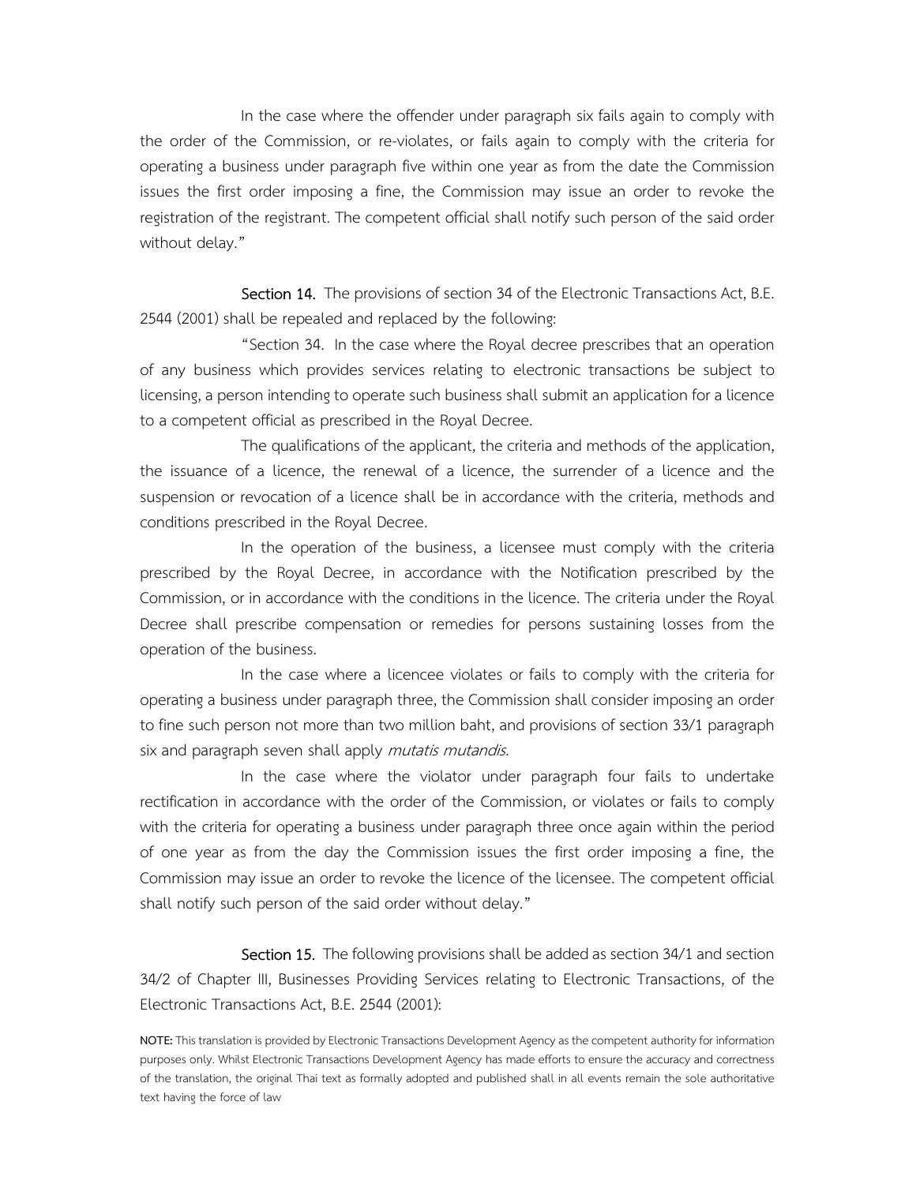In the case where the offender under paragraph six fails again to comply with the order of the Commission, or re-violates, or fails again to comply with the criteria for operating a business under paragraph five within one year as from the date the Commission issues the first order imposing a fine, the Commission may issue an order to revoke the registration of the registrant. The competent official shall notify such person of the said order without delay."

**Section 14.** The provisions of section 34 of the Electronic Transactions Act, B.E. 2544 (2001) shall be repealed and replaced by the following:

"Section 34. In the case where the Royal decree prescribes that an operation of any business which provides services relating to electronic transactions be subject to licensing, a person intending to operate such business shall submit an application for a licence to a competent official as prescribed in the Royal Decree.

The qualifications of the applicant, the criteria and methods of the application, the issuance of a licence, the renewal of a licence, the surrender of a licence and the suspension or revocation of a licence shall be in accordance with the criteria, methods and conditions prescribed in the Royal Decree.

In the operation of the business, a licensee must comply with the criteria prescribed by the Royal Decree, in accordance with the Notification prescribed by the Commission, or in accordance with the conditions in the licence. The criteria under the Royal Decree shall prescribe compensation or remedies for persons sustaining losses from the operation of the business.

In the case where a licencee violates or fails to comply with the criteria for operating a business under paragraph three, the Commission shall consider imposing an order to fine such person not more than two million baht, and provisions of section 33/1 paragraph six and paragraph seven shall apply *mutatis mutandis.*

In the case where the violator under paragraph four fails to undertake rectification in accordance with the order of the Commission, or violates or fails to comply with the criteria for operating a business under paragraph three once again within the period of one year as from the day the Commission issues the first order imposing a fine, the Commission may issue an order to revoke the licence of the licensee. The competent official shall notify such person of the said order without delay."

**Section 15.** The following provisions shall be added as section 34/1 and section 34/2 of Chapter III, Businesses Providing Services relating to Electronic Transactions, of the Electronic Transactions Act, B.E. 2544 (2001):

**NOTE:** This translation is provided by Electronic Transactions Development Agency as the competent authority for information purposes only. Whilst Electronic Transactions Development Agency has made efforts to ensure the accuracy and correctness of the translation, the original Thai text as formally adopted and published shall in all events remain the sole authoritative text having the force of law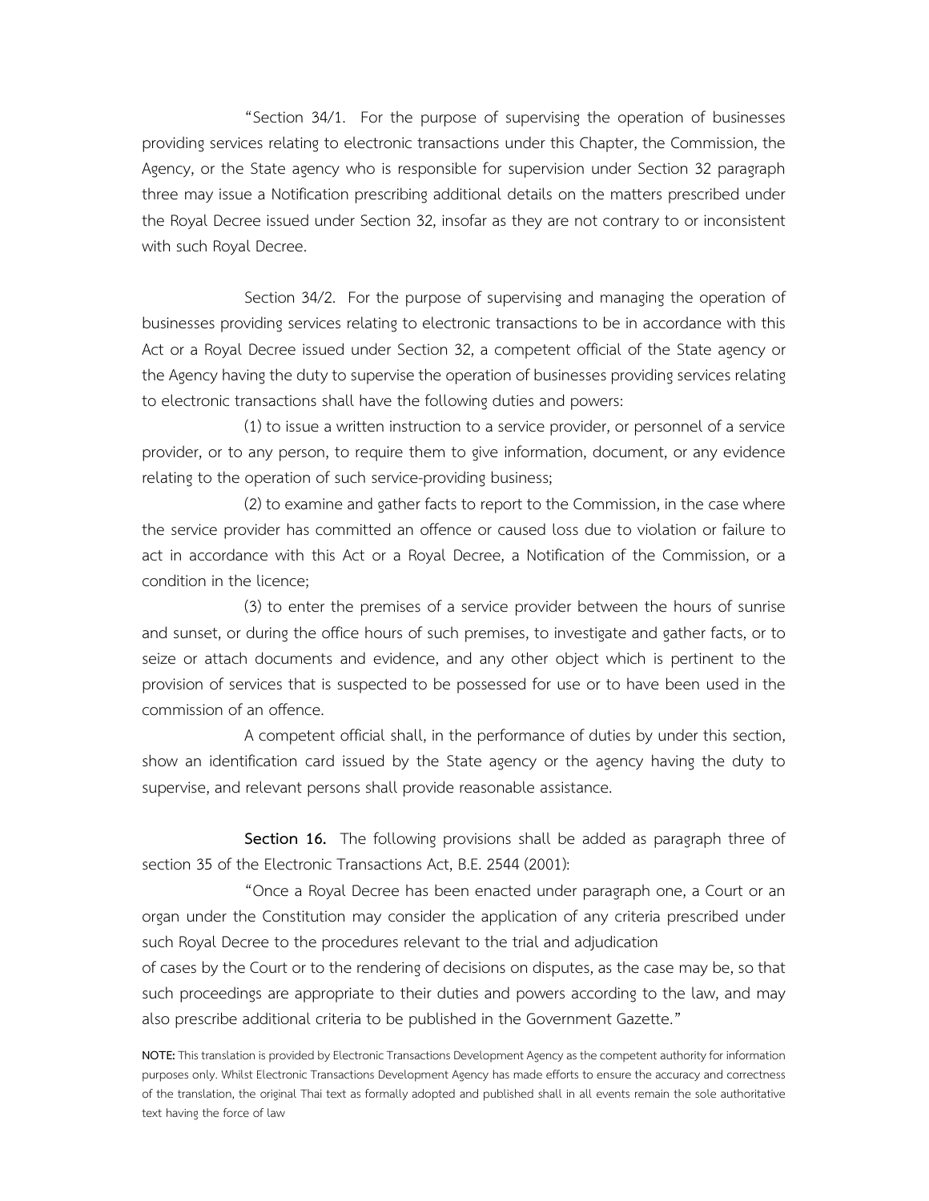"Section 34/1. For the purpose of supervising the operation of businesses providing services relating to electronic transactions under this Chapter, the Commission, the Agency, or the State agency who is responsible for supervision under Section 32 paragraph three may issue a Notification prescribing additional details on the matters prescribed under the Royal Decree issued under Section 32, insofar as they are not contrary to or inconsistent with such Royal Decree.

Section 34/2. For the purpose of supervising and managing the operation of businesses providing services relating to electronic transactions to be in accordance with this Act or a Royal Decree issued under Section 32, a competent official of the State agency or the Agency having the duty to supervise the operation of businesses providing services relating to electronic transactions shall have the following duties and powers:

(1) to issue a written instruction to a service provider, or personnel of a service provider, or to any person, to require them to give information, document, or any evidence relating to the operation of such service-providing business;

(2) to examine and gather facts to report to the Commission, in the case where the service provider has committed an offence or caused loss due to violation or failure to act in accordance with this Act or a Royal Decree, a Notification of the Commission, or a condition in the licence;

(3) to enter the premises of a service provider between the hours of sunrise and sunset, or during the office hours of such premises, to investigate and gather facts, or to seize or attach documents and evidence, and any other object which is pertinent to the provision of services that is suspected to be possessed for use or to have been used in the commission of an offence.

A competent official shall, in the performance of duties by under this section, show an identification card issued by the State agency or the agency having the duty to supervise, and relevant persons shall provide reasonable assistance.

**Section 16.** The following provisions shall be added as paragraph three of section 35 of the Electronic Transactions Act, B.E. 2544 (2001):

"Once a Royal Decree has been enacted under paragraph one, a Court or an organ under the Constitution may consider the application of any criteria prescribed under such Royal Decree to the procedures relevant to the trial and adjudication of cases by the Court or to the rendering of decisions on disputes, as the case may be, so that such proceedings are appropriate to their duties and powers according to the law, and may also prescribe additional criteria to be published in the Government Gazette."

**NOTE:** This translation is provided by Electronic Transactions Development Agency as the competent authority for information purposes only. Whilst Electronic Transactions Development Agency has made efforts to ensure the accuracy and correctness of the translation, the original Thai text as formally adopted and published shall in all events remain the sole authoritative text having the force of law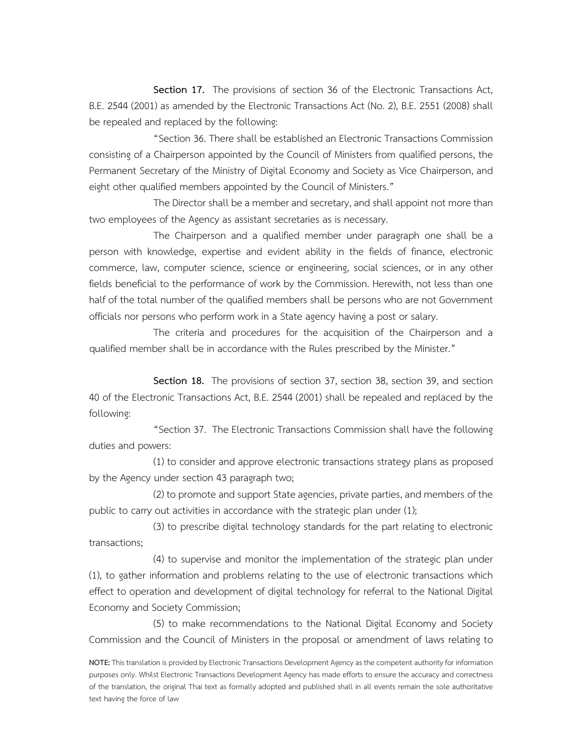**Section 17.** The provisions of section 36 of the Electronic Transactions Act, B.E. 2544 (2001) as amended by the Electronic Transactions Act (No. 2), B.E. 2551 (2008) shall be repealed and replaced by the following:

"Section 36. There shall be established an Electronic Transactions Commission consisting of a Chairperson appointed by the Council of Ministers from qualified persons, the Permanent Secretary of the Ministry of Digital Economy and Society as Vice Chairperson, and eight other qualified members appointed by the Council of Ministers."

The Director shall be a member and secretary, and shall appoint not more than two employees of the Agency as assistant secretaries as is necessary.

The Chairperson and a qualified member under paragraph one shall be a person with knowledge, expertise and evident ability in the fields of finance, electronic commerce, law, computer science, science or engineering, social sciences, or in any other fields beneficial to the performance of work by the Commission. Herewith, not less than one half of the total number of the qualified members shall be persons who are not Government officials nor persons who perform work in a State agency having a post or salary.

The criteria and procedures for the acquisition of the Chairperson and a qualified member shall be in accordance with the Rules prescribed by the Minister."

**Section 18.** The provisions of section 37, section 38, section 39, and section 40 of the Electronic Transactions Act, B.E. 2544 (2001) shall be repealed and replaced by the following:

"Section 37. The Electronic Transactions Commission shall have the following duties and powers:

(1) to consider and approve electronic transactions strategy plans as proposed by the Agency under section 43 paragraph two;

(2) to promote and support State agencies, private parties, and members of the public to carry out activities in accordance with the strategic plan under (1);

(3) to prescribe digital technology standards for the part relating to electronic transactions;

(4) to supervise and monitor the implementation of the strategic plan under (1), to gather information and problems relating to the use of electronic transactions which effect to operation and development of digital technology for referral to the National Digital Economy and Society Commission;

(5) to make recommendations to the National Digital Economy and Society Commission and the Council of Ministers in the proposal or amendment of laws relating to

**NOTE:** This translation is provided by Electronic Transactions Development Agency as the competent authority for information purposes only. Whilst Electronic Transactions Development Agency has made efforts to ensure the accuracy and correctness of the translation, the original Thai text as formally adopted and published shall in all events remain the sole authoritative text having the force of law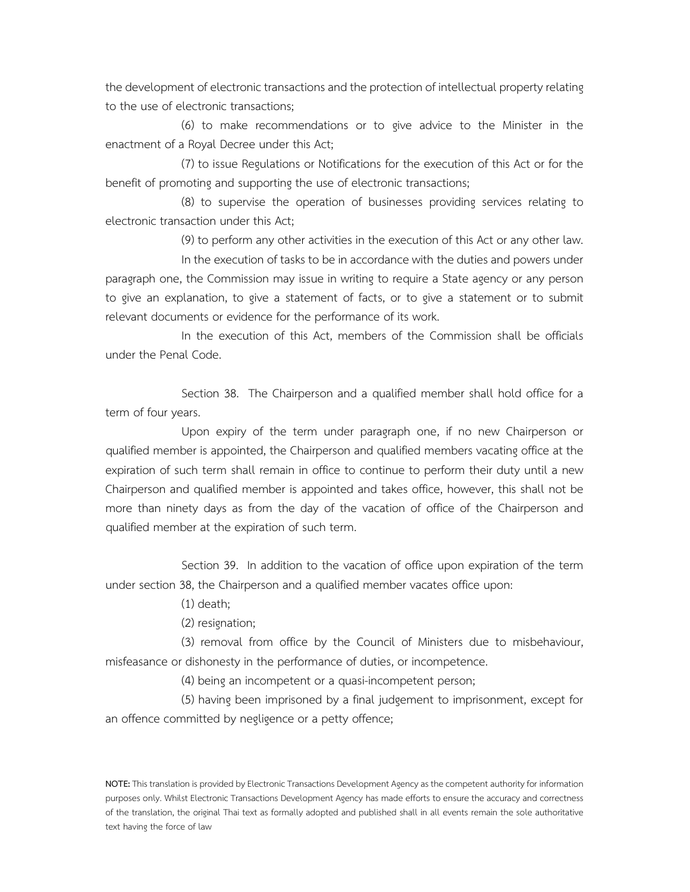the development of electronic transactions and the protection of intellectual property relating to the use of electronic transactions;

(6) to make recommendations or to give advice to the Minister in the enactment of a Royal Decree under this Act;

(7) to issue Regulations or Notifications for the execution of this Act or for the benefit of promoting and supporting the use of electronic transactions;

(8) to supervise the operation of businesses providing services relating to electronic transaction under this Act;

(9) to perform any other activities in the execution of this Act or any other law.

In the execution of tasks to be in accordance with the duties and powers under paragraph one, the Commission may issue in writing to require a State agency or any person to give an explanation, to give a statement of facts, or to give a statement or to submit relevant documents or evidence for the performance of its work.

In the execution of this Act, members of the Commission shall be officials under the Penal Code.

Section 38. The Chairperson and a qualified member shall hold office for a term of four years.

Upon expiry of the term under paragraph one, if no new Chairperson or qualified member is appointed, the Chairperson and qualified members vacating office at the expiration of such term shall remain in office to continue to perform their duty until a new Chairperson and qualified member is appointed and takes office, however, this shall not be more than ninety days as from the day of the vacation of office of the Chairperson and qualified member at the expiration of such term.

Section 39. In addition to the vacation of office upon expiration of the term under section 38, the Chairperson and a qualified member vacates office upon:

(1) death;

(2) resignation;

(3) removal from office by the Council of Ministers due to misbehaviour, misfeasance or dishonesty in the performance of duties, or incompetence.

(4) being an incompetent or a quasi-incompetent person;

(5) having been imprisoned by a final judgement to imprisonment, except for an offence committed by negligence or a petty offence;

**NOTE:** This translation is provided by Electronic Transactions Development Agency as the competent authority for information purposes only. Whilst Electronic Transactions Development Agency has made efforts to ensure the accuracy and correctness of the translation, the original Thai text as formally adopted and published shall in all events remain the sole authoritative text having the force of law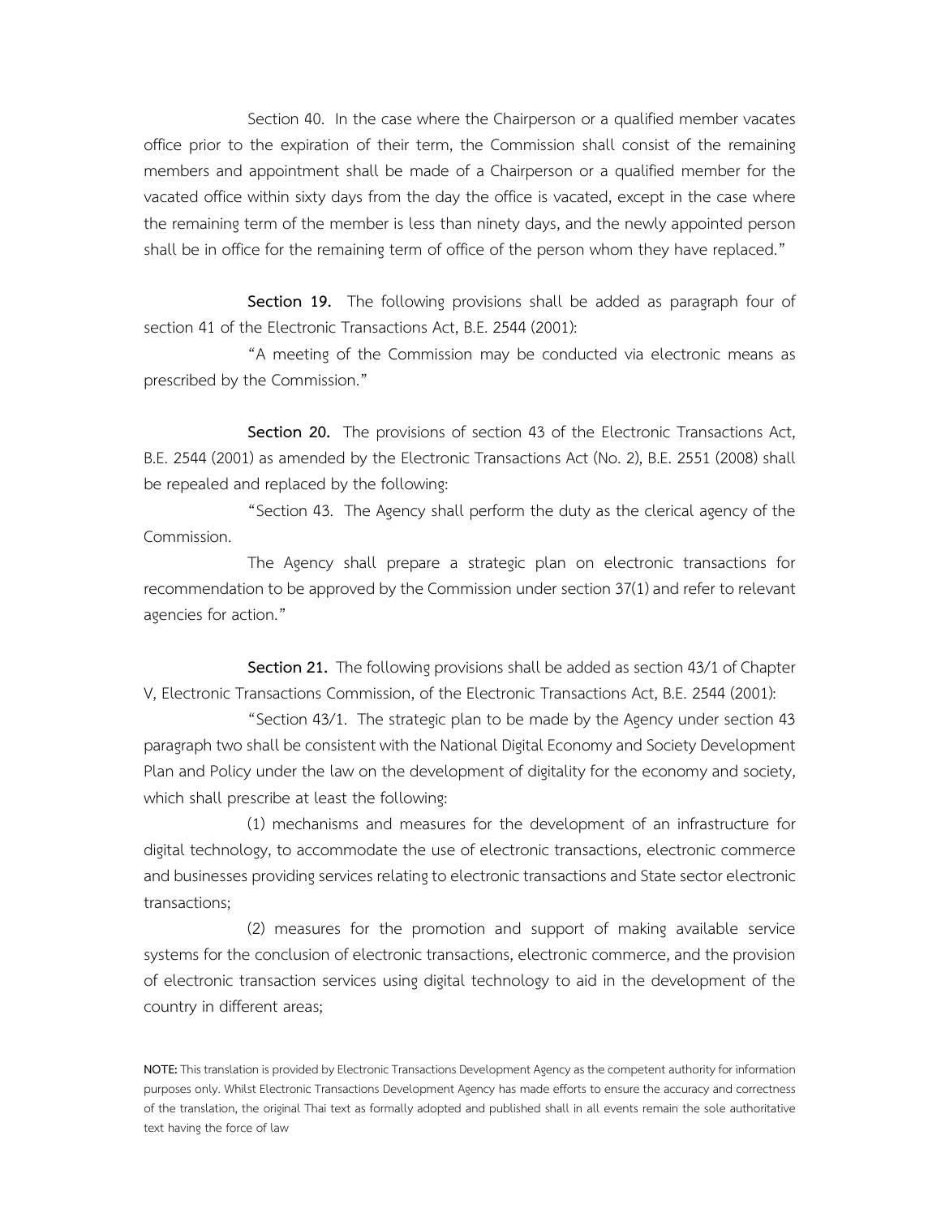Section 40. In the case where the Chairperson or a qualified member vacates office prior to the expiration of their term, the Commission shall consist of the remaining members and appointment shall be made of a Chairperson or a qualified member for the vacated office within sixty days from the day the office is vacated, except in the case where the remaining term of the member is less than ninety days, and the newly appointed person shall be in office for the remaining term of office of the person whom they have replaced."

**Section 19.** The following provisions shall be added as paragraph four of section 41 of the Electronic Transactions Act, B.E. 2544 (2001):

"A meeting of the Commission may be conducted via electronic means as prescribed by the Commission."

**Section 20.** The provisions of section 43 of the Electronic Transactions Act, B.E. 2544 (2001) as amended by the Electronic Transactions Act (No. 2), B.E. 2551 (2008) shall be repealed and replaced by the following:

"Section 43. The Agency shall perform the duty as the clerical agency of the Commission.

The Agency shall prepare a strategic plan on electronic transactions for recommendation to be approved by the Commission under section 37(1) and refer to relevant agencies for action."

**Section 21.** The following provisions shall be added as section 43/1 of Chapter V, Electronic Transactions Commission, of the Electronic Transactions Act, B.E. 2544 (2001):

"Section 43/1. The strategic plan to be made by the Agency under section 43 paragraph two shall be consistent with the National Digital Economy and Society Development Plan and Policy under the law on the development of digitality for the economy and society, which shall prescribe at least the following:

(1) mechanisms and measures for the development of an infrastructure for digital technology, to accommodate the use of electronic transactions, electronic commerce and businesses providing services relating to electronic transactions and State sector electronic transactions;

(2) measures for the promotion and support of making available service systems for the conclusion of electronic transactions, electronic commerce, and the provision of electronic transaction services using digital technology to aid in the development of the country in different areas;

**NOTE:** This translation is provided by Electronic Transactions Development Agency as the competent authority for information purposes only. Whilst Electronic Transactions Development Agency has made efforts to ensure the accuracy and correctness of the translation, the original Thai text as formally adopted and published shall in all events remain the sole authoritative text having the force of law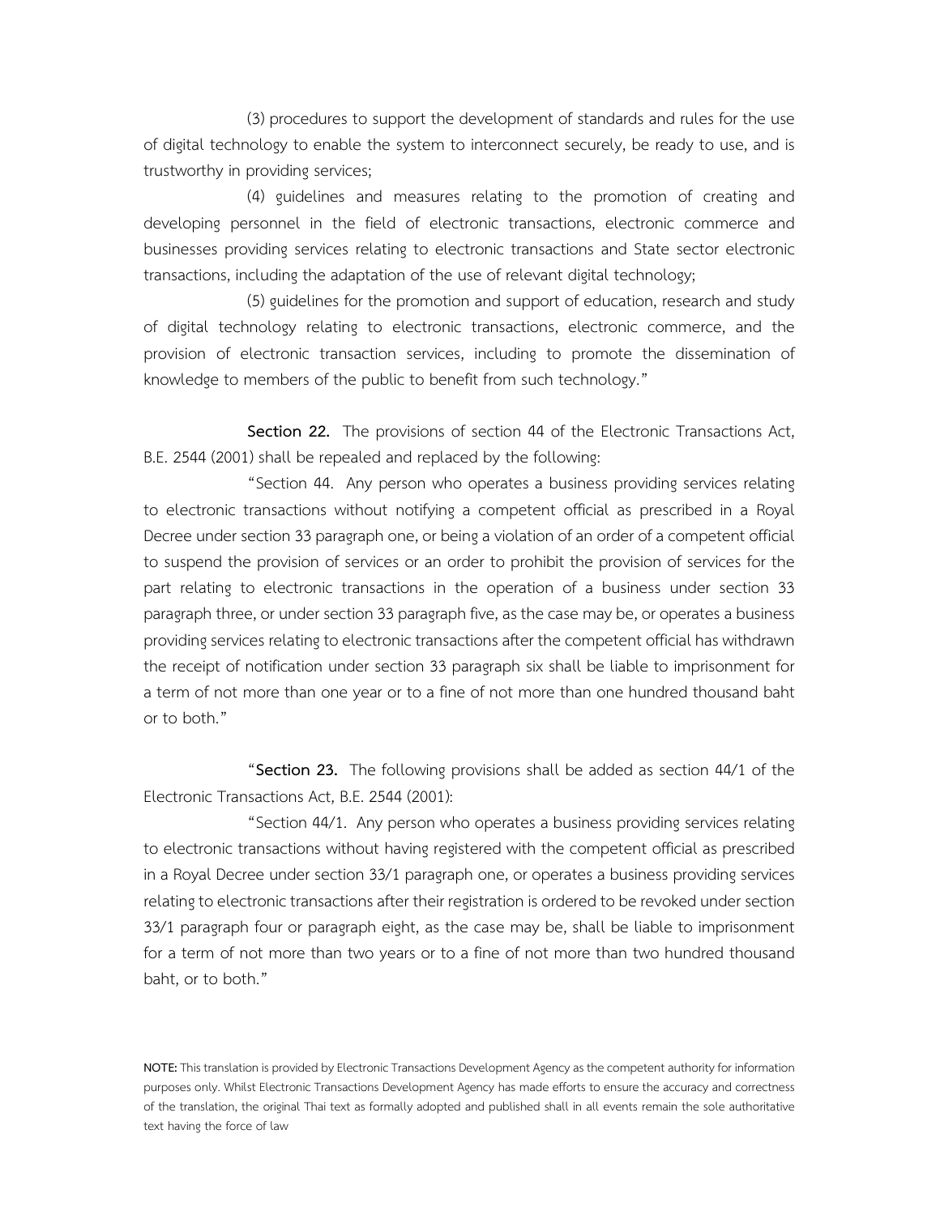(3) procedures to support the development of standards and rules for the use of digital technology to enable the system to interconnect securely, be ready to use, and is trustworthy in providing services;

(4) guidelines and measures relating to the promotion of creating and developing personnel in the field of electronic transactions, electronic commerce and businesses providing services relating to electronic transactions and State sector electronic transactions, including the adaptation of the use of relevant digital technology;

(5) guidelines for the promotion and support of education, research and study of digital technology relating to electronic transactions, electronic commerce, and the provision of electronic transaction services, including to promote the dissemination of knowledge to members of the public to benefit from such technology."

**Section 22.** The provisions of section 44 of the Electronic Transactions Act, B.E. 2544 (2001) shall be repealed and replaced by the following:

"Section 44. Any person who operates a business providing services relating to electronic transactions without notifying a competent official as prescribed in a Royal Decree under section 33 paragraph one, or being a violation of an order of a competent official to suspend the provision of services or an order to prohibit the provision of services for the part relating to electronic transactions in the operation of a business under section 33 paragraph three, or under section 33 paragraph five, as the case may be, or operates a business providing services relating to electronic transactions after the competent official has withdrawn the receipt of notification under section 33 paragraph six shall be liable to imprisonment for a term of not more than one year or to a fine of not more than one hundred thousand baht or to both."

"**Section 23.** The following provisions shall be added as section 44/1 of the Electronic Transactions Act, B.E. 2544 (2001):

"Section 44/1. Any person who operates a business providing services relating to electronic transactions without having registered with the competent official as prescribed in a Royal Decree under section 33/1 paragraph one, or operates a business providing services relating to electronic transactions after their registration is ordered to be revoked under section 33/1 paragraph four or paragraph eight, as the case may be, shall be liable to imprisonment for a term of not more than two years or to a fine of not more than two hundred thousand baht, or to both."

**NOTE:** This translation is provided by Electronic Transactions Development Agency as the competent authority for information purposes only. Whilst Electronic Transactions Development Agency has made efforts to ensure the accuracy and correctness of the translation, the original Thai text as formally adopted and published shall in all events remain the sole authoritative text having the force of law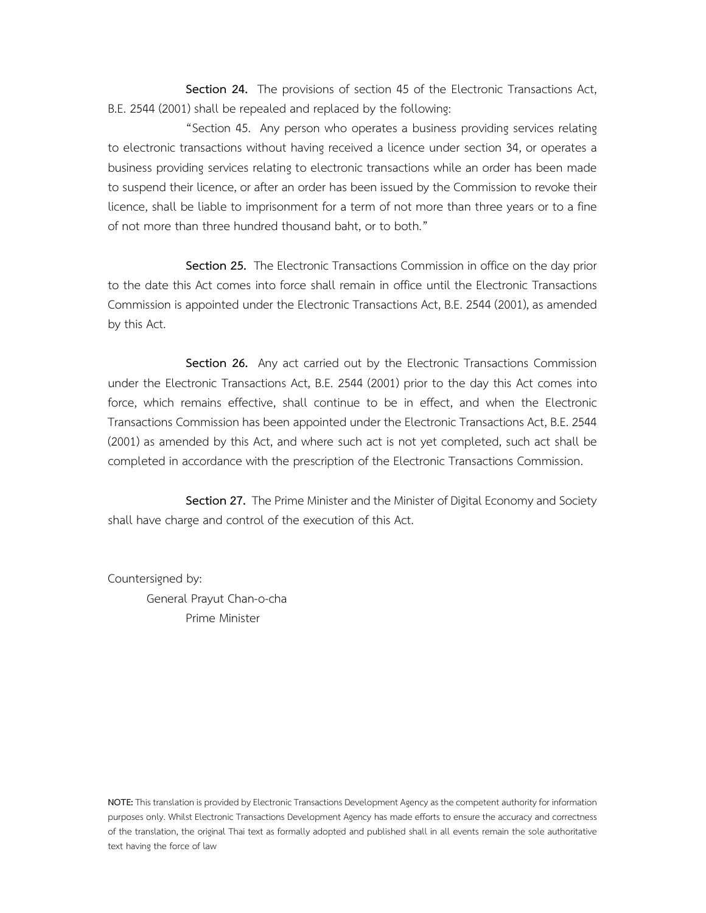**Section 24.** The provisions of section 45 of the Electronic Transactions Act, B.E. 2544 (2001) shall be repealed and replaced by the following:

"Section 45. Any person who operates a business providing services relating to electronic transactions without having received a licence under section 34, or operates a business providing services relating to electronic transactions while an order has been made to suspend their licence, or after an order has been issued by the Commission to revoke their licence, shall be liable to imprisonment for a term of not more than three years or to a fine of not more than three hundred thousand baht, or to both."

**Section 25.** The Electronic Transactions Commission in office on the day prior to the date this Act comes into force shall remain in office until the Electronic Transactions Commission is appointed under the Electronic Transactions Act, B.E. 2544 (2001), as amended by this Act.

**Section 26.** Any act carried out by the Electronic Transactions Commission under the Electronic Transactions Act, B.E. 2544 (2001) prior to the day this Act comes into force, which remains effective, shall continue to be in effect, and when the Electronic Transactions Commission has been appointed under the Electronic Transactions Act, B.E. 2544 (2001) as amended by this Act, and where such act is not yet completed, such act shall be completed in accordance with the prescription of the Electronic Transactions Commission.

**Section 27.** The Prime Minister and the Minister of Digital Economy and Society shall have charge and control of the execution of this Act.

Countersigned by:
General Prayut Chan-o-cha
Prime Minister

**NOTE:** This translation is provided by Electronic Transactions Development Agency as the competent authority for information purposes only. Whilst Electronic Transactions Development Agency has made efforts to ensure the accuracy and correctness of the translation, the original Thai text as formally adopted and published shall in all events remain the sole authoritative text having the force of law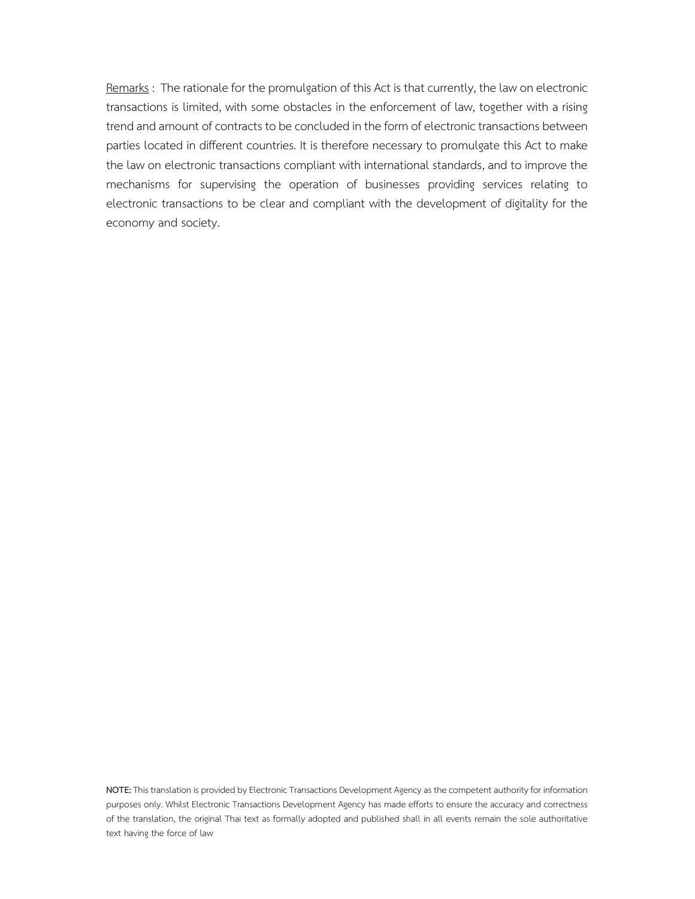Remarks : The rationale for the promulgation of this Act is that currently, the law on electronic transactions is limited, with some obstacles in the enforcement of law, together with a rising trend and amount of contracts to be concluded in the form of electronic transactions between parties located in different countries. It is therefore necessary to promulgate this Act to make the law on electronic transactions compliant with international standards, and to improve the mechanisms for supervising the operation of businesses providing services relating to electronic transactions to be clear and compliant with the development of digitality for the economy and society.

**NOTE:** This translation is provided by Electronic Transactions Development Agency as the competent authority for information purposes only. Whilst Electronic Transactions Development Agency has made efforts to ensure the accuracy and correctness of the translation, the original Thai text as formally adopted and published shall in all events remain the sole authoritative text having the force of law